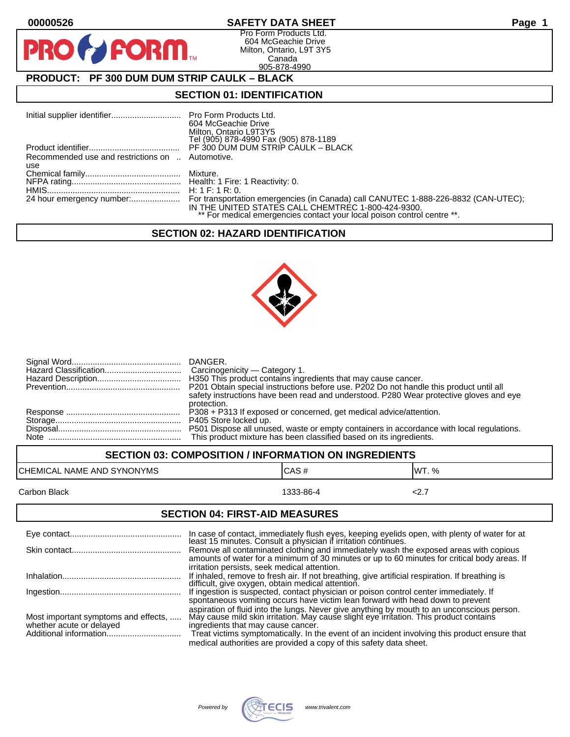00000526 **SAFETY DATA SHEET**

Pro Form Products Ltd.
604 McGeachie Drive
Milton, Ontario, L9T 3Y5
Canada
905-878-4990

**PRODUCT: PF 300 DUM DUM STRIP CAULK – BLACK**

## SECTION 01: IDENTIFICATION

| | |
|---|---|
| Initial supplier identifier | Pro Form Products Ltd. 604 McGeachie Drive Milton, Ontario L9T3Y5 Tel (905) 878-4990 Fax (905) 878-1189 |
| Product identifier | PF 300 DUM DUM STRIP CAULK – BLACK |
| Recommended use and restrictions on use | Automotive. |
| Chemical family | Mixture. |
| NFPA rating | Health: 1 Fire: 1 Reactivity: 0. |
| HMIS | H: 1 F: 1 R: 0. |
| 24 hour emergency number: | For transportation emergencies (in Canada) call CANUTEC 1-888-226-8832 (CAN-UTEC); IN THE UNITED STATES CALL CHEMTREC 1-800-424-9300. ** For medical emergencies contact your local poison control centre **. |

## SECTION 02: HAZARD IDENTIFICATION

| | |
|---|---|
| Signal Word | DANGER. |
| Hazard Classification | Carcinogenicity — Category 1. |
| Hazard Description | H350 This product contains ingredients that may cause cancer. |
| Prevention | P201 Obtain special instructions before use. P202 Do not handle this product until all safety instructions have been read and understood. P280 Wear protective gloves and eye protection. |
| Response | P308 + P313 If exposed or concerned, get medical advice/attention. |
| Storage | P405 Store locked up. |
| Disposal | P501 Dispose all unused, waste or empty containers in accordance with local regulations. |
| Note | This product mixture has been classified based on its ingredients. |

## SECTION 03: COMPOSITION / INFORMATION ON INGREDIENTS

| CHEMICAL NAME AND SYNONYMS | CAS # | WT. % |
|---|---|---|
| Carbon Black | 1333-86-4 | <2.7 |

## SECTION 04: FIRST-AID MEASURES

| | |
|---|---|
| Eye contact | In case of contact, immediately flush eyes, keeping eyelids open, with plenty of water for at least 15 minutes. Consult a physician if irritation continues. |
| Skin contact | Remove all contaminated clothing and immediately wash the exposed areas with copious amounts of water for a minimum of 30 minutes or up to 60 minutes for critical body areas. If irritation persists, seek medical attention. |
| Inhalation | If inhaled, remove to fresh air. If not breathing, give artificial respiration. If breathing is difficult, give oxygen, obtain medical attention. |
| Ingestion | If ingestion is suspected, contact physician or poison control center immediately. If spontaneous vomiting occurs have victim lean forward with head down to prevent aspiration of fluid into the lungs. Never give anything by mouth to an unconscious person. |
| Most important symptoms and effects, whether acute or delayed | May cause mild skin irritation. May cause slight eye irritation. This product contains ingredients that may cause cancer. |
| Additional information | Treat victims symptomatically. In the event of an incident involving this product ensure that medical authorities are provided a copy of this safety data sheet. |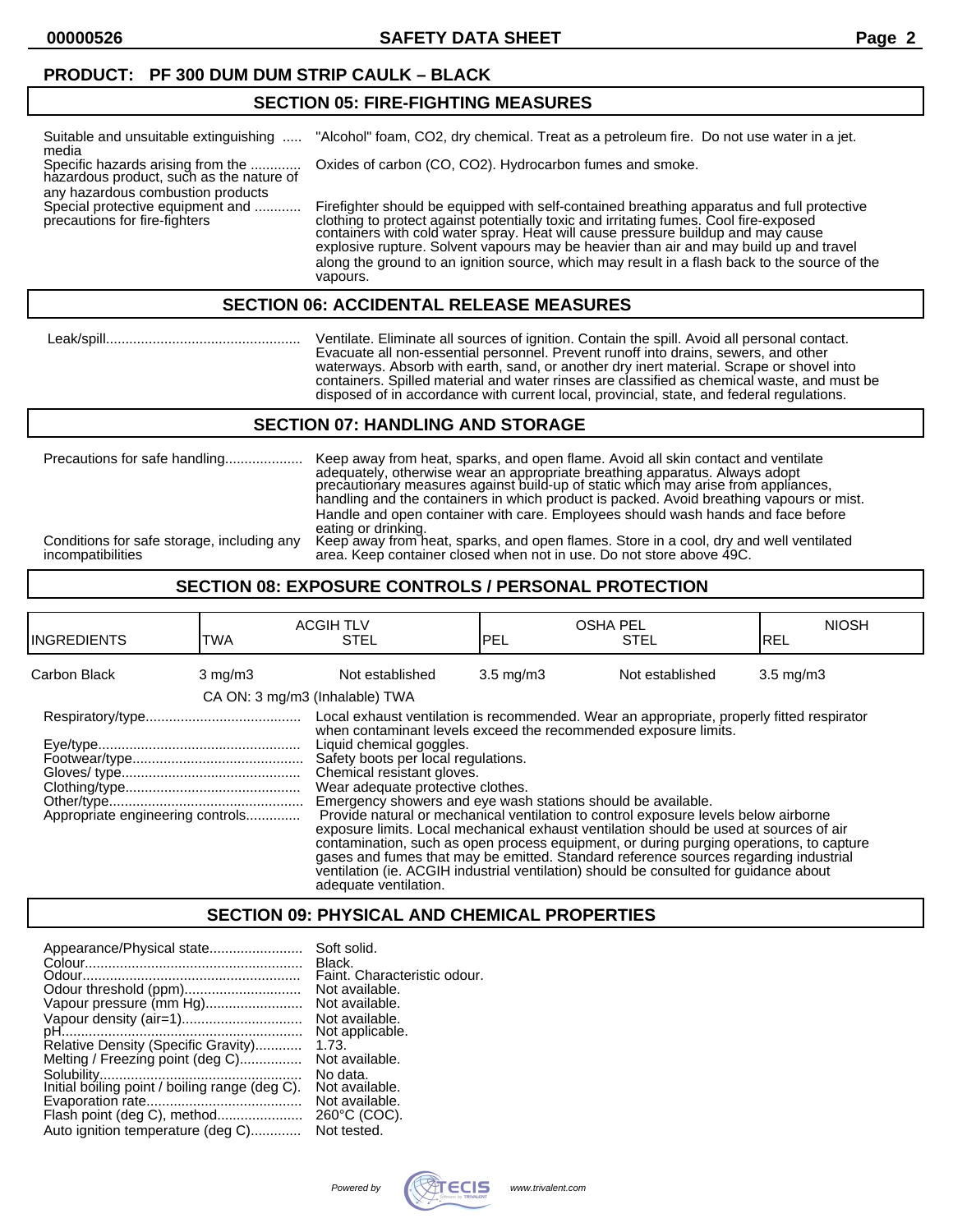**PRODUCT: PF 300 DUM DUM STRIP CAULK – BLACK**

## SECTION 05: FIRE-FIGHTING MEASURES

| | |
|---|---|
| Suitable and unsuitable extinguishing media | "Alcohol" foam, $CO_2$, dry chemical. Treat as a petroleum fire. Do not use water in a jet. |
| Specific hazards arising from the hazardous product, such as the nature of any hazardous combustion products | Oxides of carbon (CO, $CO_2$). Hydrocarbon fumes and smoke. |
| Special protective equipment and precautions for fire-fighters | Firefighter should be equipped with self-contained breathing apparatus and full protective clothing to protect against potentially toxic and irritating fumes. Cool fire-exposed containers with cold water spray. Heat will cause pressure buildup and may cause explosive rupture. Solvent vapours may be heavier than air and may build up and travel along the ground to an ignition source, which may result in a flash back to the source of the vapours. |

## SECTION 06: ACCIDENTAL RELEASE MEASURES

| | |
|---|---|
| Leak/spill | Ventilate. Eliminate all sources of ignition. Contain the spill. Avoid all personal contact. Evacuate all non-essential personnel. Prevent runoff into drains, sewers, and other waterways. Absorb with earth, sand, or another dry inert material. Scrape or shovel into containers. Spilled material and water rinses are classified as chemical waste, and must be disposed of in accordance with current local, provincial, state, and federal regulations. |

## SECTION 07: HANDLING AND STORAGE

| | |
|---|---|
| Precautions for safe handling | Keep away from heat, sparks, and open flame. Avoid all skin contact and ventilate adequately, otherwise wear an appropriate breathing apparatus. Always adopt precautionary measures against build-up of static which may arise from appliances, handling and the containers in which product is packed. Avoid breathing vapours or mist. Handle and open container with care. Employees should wash hands and face before eating or drinking. |
| Conditions for safe storage, including any incompatibilities | Keep away from heat, sparks, and open flames. Store in a cool, dry and well ventilated area. Keep container closed when not in use. Do not store above 49C. |

## SECTION 08: EXPOSURE CONTROLS / PERSONAL PROTECTION

| INGREDIENTS | ACGIH TLV TWA | ACGIH TLV STEL | OSHA PEL PEL | OSHA PEL STEL | NIOSH REL |
|---|---|---|---|---|---|
| Carbon Black | 3 mg/m3 | Not established | 3.5 mg/m3 | Not established | 3.5 mg/m3 |
| | CA ON: 3 mg/m3 (Inhalable) TWA | | | | |

| | |
|---|---|
| Respiratory/type | Local exhaust ventilation is recommended. Wear an appropriate, properly fitted respirator when contaminant levels exceed the recommended exposure limits. |
| Eye/type | Liquid chemical goggles. |
| Footwear/type | Safety boots per local regulations. |
| Gloves/ type | Chemical resistant gloves. |
| Clothing/type | Wear adequate protective clothes. |
| Other/type | Emergency showers and eye wash stations should be available. |
| Appropriate engineering controls | Provide natural or mechanical ventilation to control exposure levels below airborne exposure limits. Local mechanical exhaust ventilation should be used at sources of air contamination, such as open process equipment, or during purging operations, to capture gases and fumes that may be emitted. Standard reference sources regarding industrial ventilation (ie. ACGIH industrial ventilation) should be consulted for guidance about adequate ventilation. |

## SECTION 09: PHYSICAL AND CHEMICAL PROPERTIES

| | |
|---|---|
| Appearance/Physical state | Soft solid. |
| Colour | Black. |
| Odour | Faint. Characteristic odour. |
| Odour threshold (ppm) | Not available. |
| Vapour pressure (mm Hg) | Not available. |
| Vapour density (air=1) | Not available. |
| pH | Not applicable. |
| Relative Density (Specific Gravity) | 1.73. |
| Melting / Freezing point (deg C) | Not available. |
| Solubility | No data. |
| Initial boiling point / boiling range (deg C) | Not available. |
| Evaporation rate | Not available. |
| Flash point (deg C), method | 260°C (COC). |
| Auto ignition temperature (deg C) | Not tested. |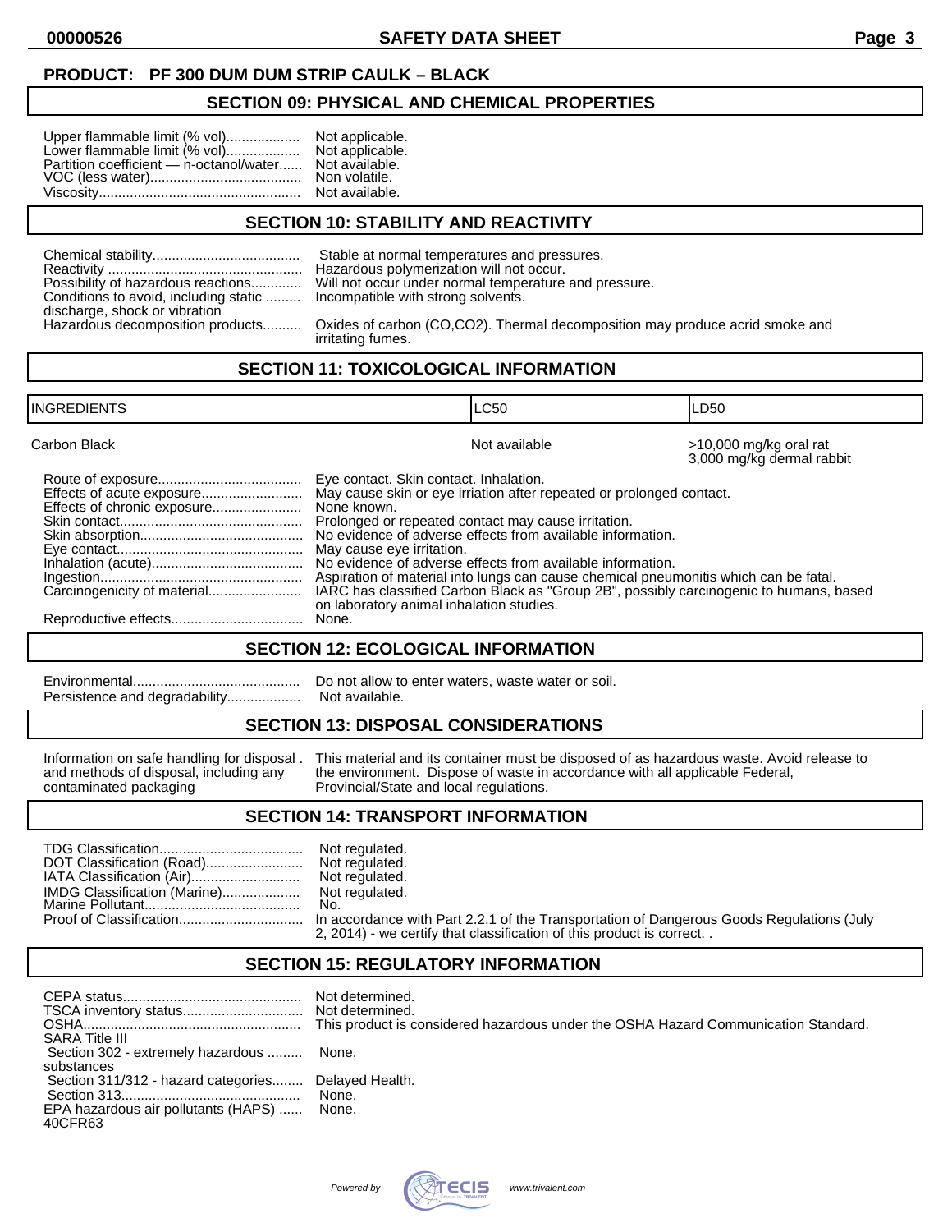**PRODUCT: PF 300 DUM DUM STRIP CAULK – BLACK**

## SECTION 09: PHYSICAL AND CHEMICAL PROPERTIES

| | |
|---|---|
| Upper flammable limit (% vol) | Not applicable. |
| Lower flammable limit (% vol) | Not applicable. |
| Partition coefficient — n-octanol/water | Not available. |
| VOC (less water) | Non volatile. |
| Viscosity | Not available. |

## SECTION 10: STABILITY AND REACTIVITY

| | |
|---|---|
| Chemical stability | Stable at normal temperatures and pressures. |
| Reactivity | Hazardous polymerization will not occur. |
| Possibility of hazardous reactions | Will not occur under normal temperature and pressure. |
| Conditions to avoid, including static discharge, shock or vibration | Incompatible with strong solvents. |
| Hazardous decomposition products | Oxides of carbon (CO,CO2). Thermal decomposition may produce acrid smoke and irritating fumes. |

## SECTION 11: TOXICOLOGICAL INFORMATION

| INGREDIENTS | LC50 | LD50 |
|---|---|---|
| Carbon Black | Not available | >10,000 mg/kg oral rat<br>3,000 mg/kg dermal rabbit |

| | |
|---|---|
| Route of exposure | Eye contact. Skin contact. Inhalation. |
| Effects of acute exposure | May cause skin or eye irriation after repeated or prolonged contact. |
| Effects of chronic exposure | None known. |
| Skin contact | Prolonged or repeated contact may cause irritation. |
| Skin absorption | No evidence of adverse effects from available information. |
| Eye contact | May cause eye irritation. |
| Inhalation (acute) | No evidence of adverse effects from available information. |
| Ingestion | Aspiration of material into lungs can cause chemical pneumonitis which can be fatal. |
| Carcinogenicity of material | IARC has classified Carbon Black as "Group 2B", possibly carcinogenic to humans, based on laboratory animal inhalation studies. |
| Reproductive effects | None. |

## SECTION 12: ECOLOGICAL INFORMATION

| | |
|---|---|
| Environmental | Do not allow to enter waters, waste water or soil. |
| Persistence and degradability | Not available. |

## SECTION 13: DISPOSAL CONSIDERATIONS

| | |
|---|---|
| Information on safe handling for disposal and methods of disposal, including any contaminated packaging | This material and its container must be disposed of as hazardous waste. Avoid release to the environment. Dispose of waste in accordance with all applicable Federal, Provincial/State and local regulations. |

## SECTION 14: TRANSPORT INFORMATION

| | |
|---|---|
| TDG Classification | Not regulated. |
| DOT Classification (Road) | Not regulated. |
| IATA Classification (Air) | Not regulated. |
| IMDG Classification (Marine) | Not regulated. |
| Marine Pollutant | No. |
| Proof of Classification | In accordance with Part 2.2.1 of the Transportation of Dangerous Goods Regulations (July 2, 2014) - we certify that classification of this product is correct. . |

## SECTION 15: REGULATORY INFORMATION

| | |
|---|---|
| CEPA status | Not determined. |
| TSCA inventory status | Not determined. |
| OSHA | This product is considered hazardous under the OSHA Hazard Communication Standard. |
| SARA Title III | |
| Section 302 - extremely hazardous substances | None. |
| Section 311/312 - hazard categories | Delayed Health. |
| Section 313 | None. |
| EPA hazardous air pollutants (HAPS) 40CFR63 | None. |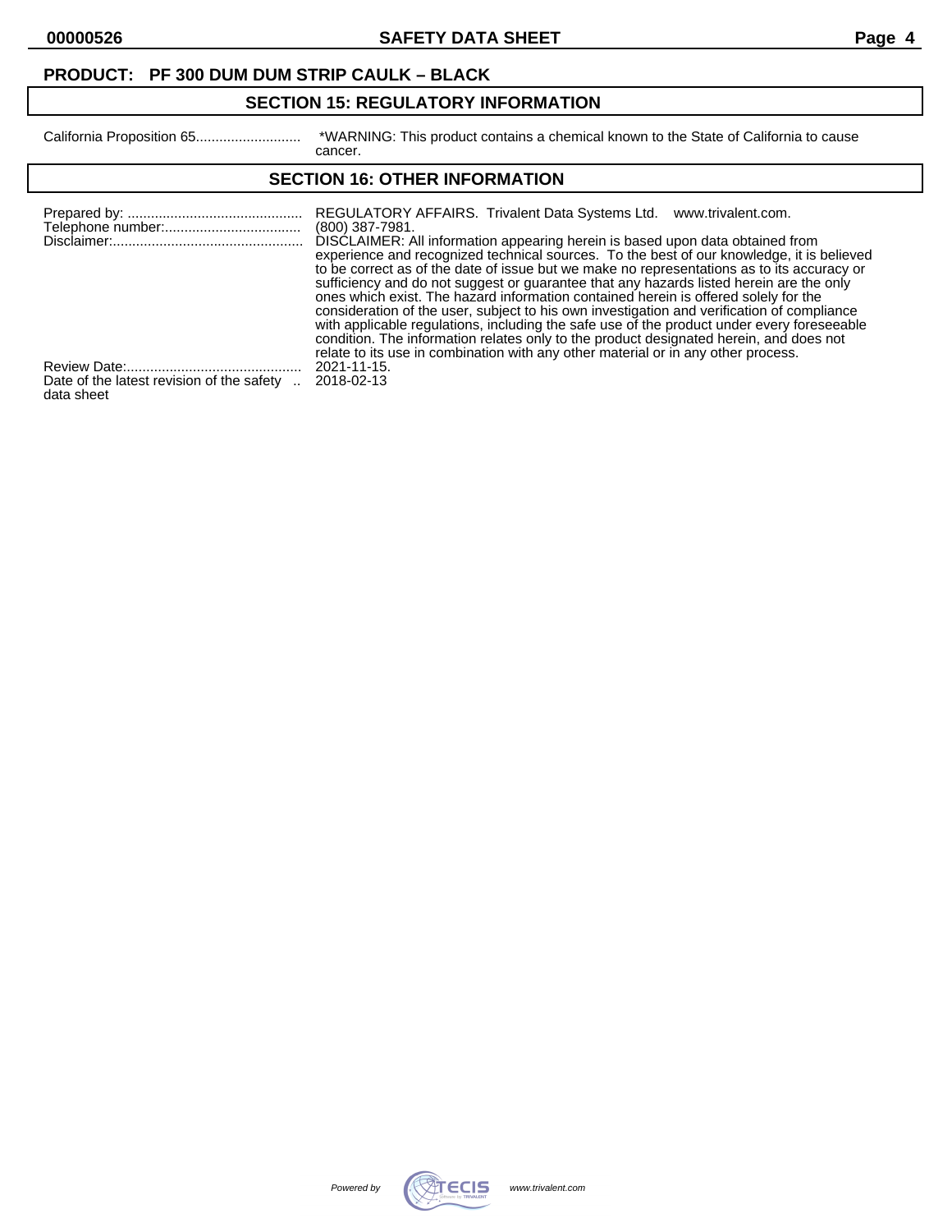**PRODUCT: PF 300 DUM DUM STRIP CAULK – BLACK**

## SECTION 15: REGULATORY INFORMATION

| | |
|---|---|
| California Proposition 65 | *WARNING: This product contains a chemical known to the State of California to cause cancer. |

## SECTION 16: OTHER INFORMATION

| | |
|---|---|
| Prepared by: | REGULATORY AFFAIRS. Trivalent Data Systems Ltd. www.trivalent.com. |
| Telephone number: | (800) 387-7981. |
| Disclaimer: | DISCLAIMER: All information appearing herein is based upon data obtained from experience and recognized technical sources. To the best of our knowledge, it is believed to be correct as of the date of issue but we make no representations as to its accuracy or sufficiency and do not suggest or guarantee that any hazards listed herein are the only ones which exist. The hazard information contained herein is offered solely for the consideration of the user, subject to his own investigation and verification of compliance with applicable regulations, including the safe use of the product under every foreseeable condition. The information relates only to the product designated herein, and does not relate to its use in combination with any other material or in any other process. |
| Review Date: | 2021-11-15. |
| Date of the latest revision of the safety data sheet | 2018-02-13 |